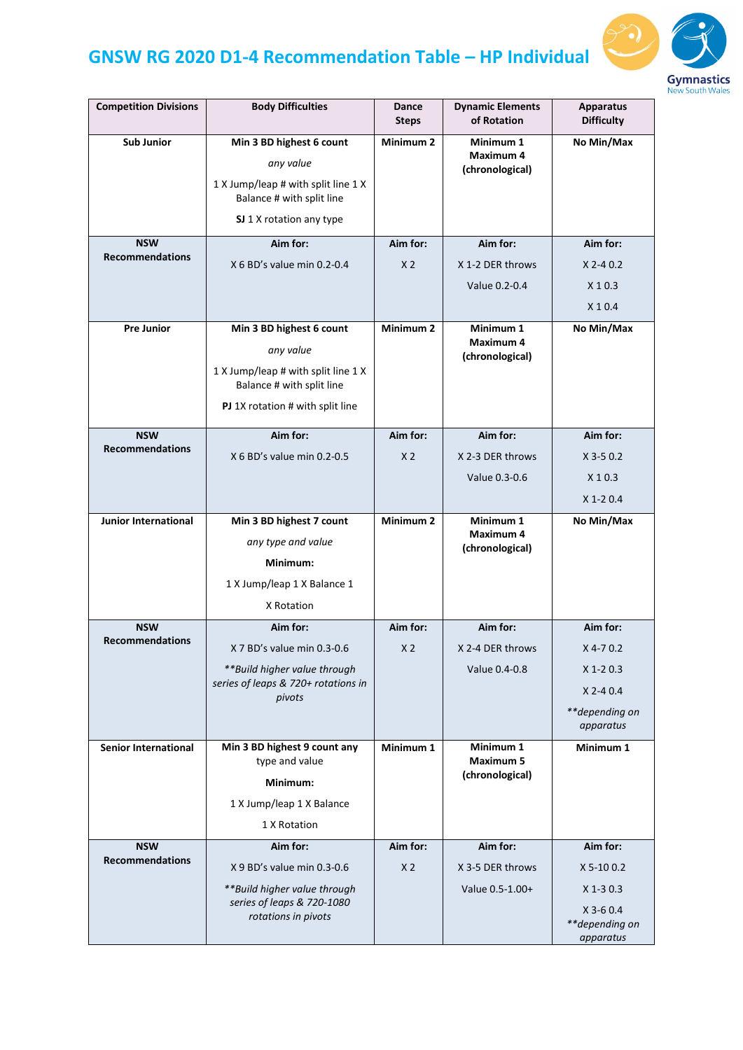# GNSW RG 2020 D1-4 Recommendation Table – HP Individual

| Competition Divisions | Body Difficulties | Dance Steps | Dynamic Elements of Rotation | Apparatus Difficulty |
|---|---|---|---|---|
| **Sub Junior** | **Min 3 BD highest 6 count**<br>*any value*<br>1 X Jump/leap # with split line 1 X Balance # with split line<br>**SJ** 1 X rotation any type | **Minimum 2** | **Minimum 1 Maximum 4 (chronological)** | **No Min/Max** |
| **NSW Recommendations** | **Aim for:**<br>X 6 BD's value min 0.2-0.4 | **Aim for:**<br>X 2 | **Aim for:**<br>X 1-2 DER throws<br>Value 0.2-0.4 | **Aim for:**<br>X 2-4 0.2<br>X 1 0.3<br>X 1 0.4 |
| **Pre Junior** | **Min 3 BD highest 6 count**<br>*any value*<br>1 X Jump/leap # with split line 1 X Balance # with split line<br>**PJ** 1X rotation # with split line | **Minimum 2** | **Minimum 1 Maximum 4 (chronological)** | **No Min/Max** |
| **NSW Recommendations** | **Aim for:**<br>X 6 BD's value min 0.2-0.5 | **Aim for:**<br>X 2 | **Aim for:**<br>X 2-3 DER throws<br>Value 0.3-0.6 | **Aim for:**<br>X 3-5 0.2<br>X 1 0.3<br>X 1-2 0.4 |
| **Junior International** | **Min 3 BD highest 7 count**<br>*any type and value*<br>**Minimum:**<br>1 X Jump/leap 1 X Balance 1<br>X Rotation | **Minimum 2** | **Minimum 1 Maximum 4 (chronological)** | **No Min/Max** |
| **NSW Recommendations** | **Aim for:**<br>X 7 BD's value min 0.3-0.6<br>*\*\*Build higher value through series of leaps & 720+ rotations in pivots* | **Aim for:**<br>X 2 | **Aim for:**<br>X 2-4 DER throws<br>Value 0.4-0.8 | **Aim for:**<br>X 4-7 0.2<br>X 1-2 0.3<br>X 2-4 0.4<br>*\*\*depending on apparatus* |
| **Senior International** | **Min 3 BD highest 9 count** any type and value<br>**Minimum:**<br>1 X Jump/leap 1 X Balance<br>1 X Rotation | **Minimum 1** | **Minimum 1 Maximum 5 (chronological)** | **Minimum 1** |
| **NSW Recommendations** | **Aim for:**<br>X 9 BD's value min 0.3-0.6<br>*\*\*Build higher value through series of leaps & 720-1080 rotations in pivots* | **Aim for:**<br>X 2 | **Aim for:**<br>X 3-5 DER throws<br>Value 0.5-1.00+ | **Aim for:**<br>X 5-10 0.2<br>X 1-3 0.3<br>X 3-6 0.4<br>*\*\*depending on apparatus* |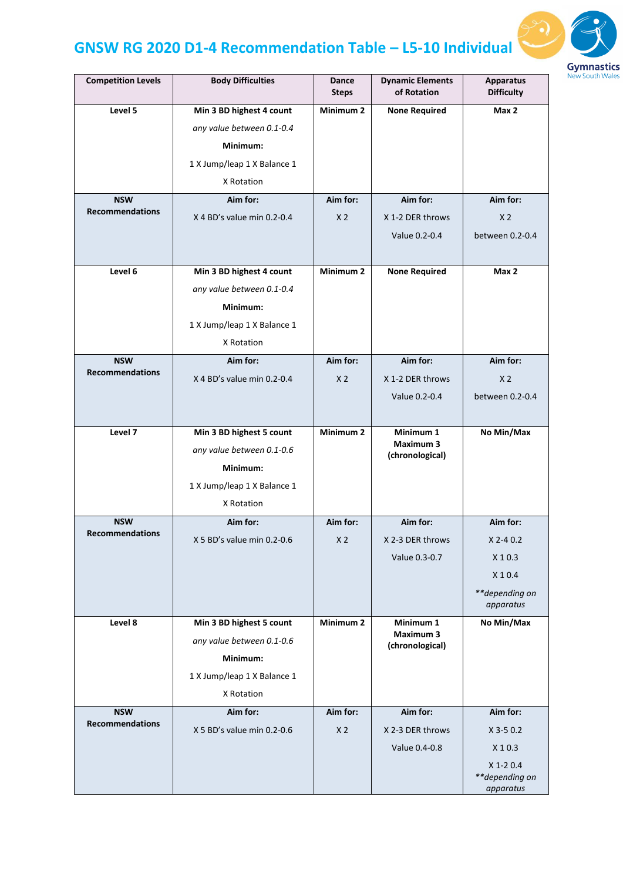# GNSW RG 2020 D1-4 Recommendation Table – L5-10 Individual

| Competition Levels | Body Difficulties | Dance Steps | Dynamic Elements of Rotation | Apparatus Difficulty |
|---|---|---|---|---|
| **Level 5** | **Min 3 BD highest 4 count** *any value between 0.1-0.4* **Minimum:** 1 X Jump/leap 1 X Balance 1 X Rotation | **Minimum 2** | **None Required** | **Max 2** |
| **NSW Recommendations** | **Aim for:** X 4 BD's value min 0.2-0.4 | **Aim for:** X 2 | **Aim for:** X 1-2 DER throws Value 0.2-0.4 | **Aim for:** X 2 between 0.2-0.4 |
| **Level 6** | **Min 3 BD highest 4 count** *any value between 0.1-0.4* **Minimum:** 1 X Jump/leap 1 X Balance 1 X Rotation | **Minimum 2** | **None Required** | **Max 2** |
| **NSW Recommendations** | **Aim for:** X 4 BD's value min 0.2-0.4 | **Aim for:** X 2 | **Aim for:** X 1-2 DER throws Value 0.2-0.4 | **Aim for:** X 2 between 0.2-0.4 |
| **Level 7** | **Min 3 BD highest 5 count** *any value between 0.1-0.6* **Minimum:** 1 X Jump/leap 1 X Balance 1 X Rotation | **Minimum 2** | **Minimum 1 Maximum 3 (chronological)** | **No Min/Max** |
| **NSW Recommendations** | **Aim for:** X 5 BD's value min 0.2-0.6 | **Aim for:** X 2 | **Aim for:** X 2-3 DER throws Value 0.3-0.7 | **Aim for:** X 2-4 0.2 X 1 0.3 X 1 0.4 *\*\*depending on apparatus* |
| **Level 8** | **Min 3 BD highest 5 count** *any value between 0.1-0.6* **Minimum:** 1 X Jump/leap 1 X Balance 1 X Rotation | **Minimum 2** | **Minimum 1 Maximum 3 (chronological)** | **No Min/Max** |
| **NSW Recommendations** | **Aim for:** X 5 BD's value min 0.2-0.6 | **Aim for:** X 2 | **Aim for:** X 2-3 DER throws Value 0.4-0.8 | **Aim for:** X 3-5 0.2 X 1 0.3 X 1-2 0.4 *\*\*depending on apparatus* |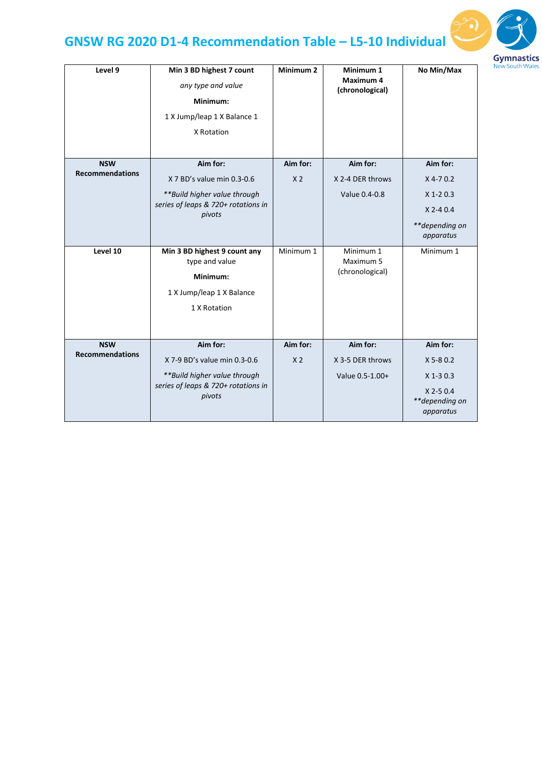# GNSW RG 2020 D1-4 Recommendation Table – L5-10 Individual

| | | | | |
|---|---|---|---|---|
| **Level 9** | **Min 3 BD highest 7 count**<br>*any type and value*<br>**Minimum:**<br>1 X Jump/leap 1 X Balance 1 X Rotation | **Minimum 2** | **Minimum 1 Maximum 4 (chronological)** | **No Min/Max** |
| **NSW Recommendations** | **Aim for:**<br>X 7 BD's value min 0.3-0.6<br>*\*\*Build higher value through series of leaps & 720+ rotations in pivots* | **Aim for:**<br>X 2 | **Aim for:**<br>X 2-4 DER throws<br>Value 0.4-0.8 | **Aim for:**<br>X 4-7 0.2<br>X 1-2 0.3<br>X 2-4 0.4<br>*\*\*depending on apparatus* |
| **Level 10** | **Min 3 BD highest 9 count** any type and value<br>**Minimum:**<br>1 X Jump/leap 1 X Balance<br>1 X Rotation | Minimum 1 | Minimum 1 Maximum 5 (chronological) | Minimum 1 |
| **NSW Recommendations** | **Aim for:**<br>X 7-9 BD's value min 0.3-0.6<br>*\*\*Build higher value through series of leaps & 720+ rotations in pivots* | **Aim for:**<br>X 2 | **Aim for:**<br>X 3-5 DER throws<br>Value 0.5-1.00+ | **Aim for:**<br>X 5-8 0.2<br>X 1-3 0.3<br>X 2-5 0.4<br>*\*\*depending on apparatus* |